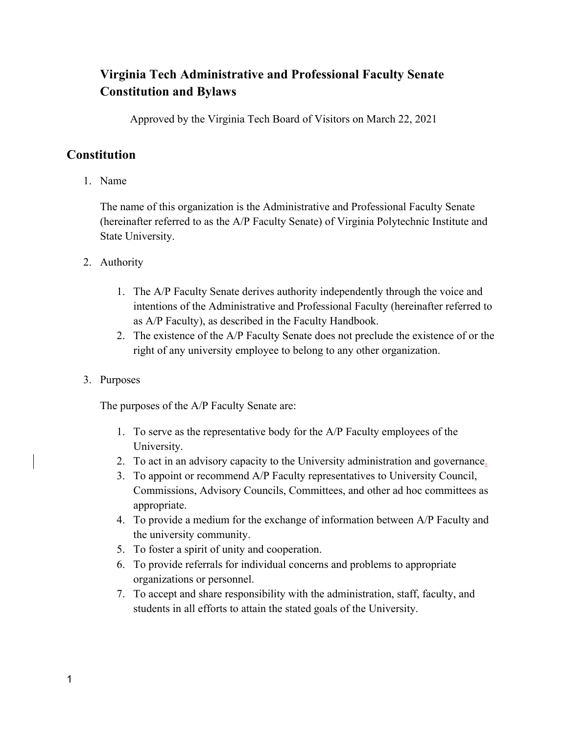# Virginia Tech Administrative and Professional Faculty Senate Constitution and Bylaws

Approved by the Virginia Tech Board of Visitors on March 22, 2021

## Constitution

1. Name

   The name of this organization is the Administrative and Professional Faculty Senate (hereinafter referred to as the A/P Faculty Senate) of Virginia Polytechnic Institute and State University.

2. Authority

   1. The A/P Faculty Senate derives authority independently through the voice and intentions of the Administrative and Professional Faculty (hereinafter referred to as A/P Faculty), as described in the Faculty Handbook.
   2. The existence of the A/P Faculty Senate does not preclude the existence of or the right of any university employee to belong to any other organization.

3. Purposes

   The purposes of the A/P Faculty Senate are:

   1. To serve as the representative body for the A/P Faculty employees of the University.
   2. To act in an advisory capacity to the University administration and governance.
   3. To appoint or recommend A/P Faculty representatives to University Council, Commissions, Advisory Councils, Committees, and other ad hoc committees as appropriate.
   4. To provide a medium for the exchange of information between A/P Faculty and the university community.
   5. To foster a spirit of unity and cooperation.
   6. To provide referrals for individual concerns and problems to appropriate organizations or personnel.
   7. To accept and share responsibility with the administration, staff, faculty, and students in all efforts to attain the stated goals of the University.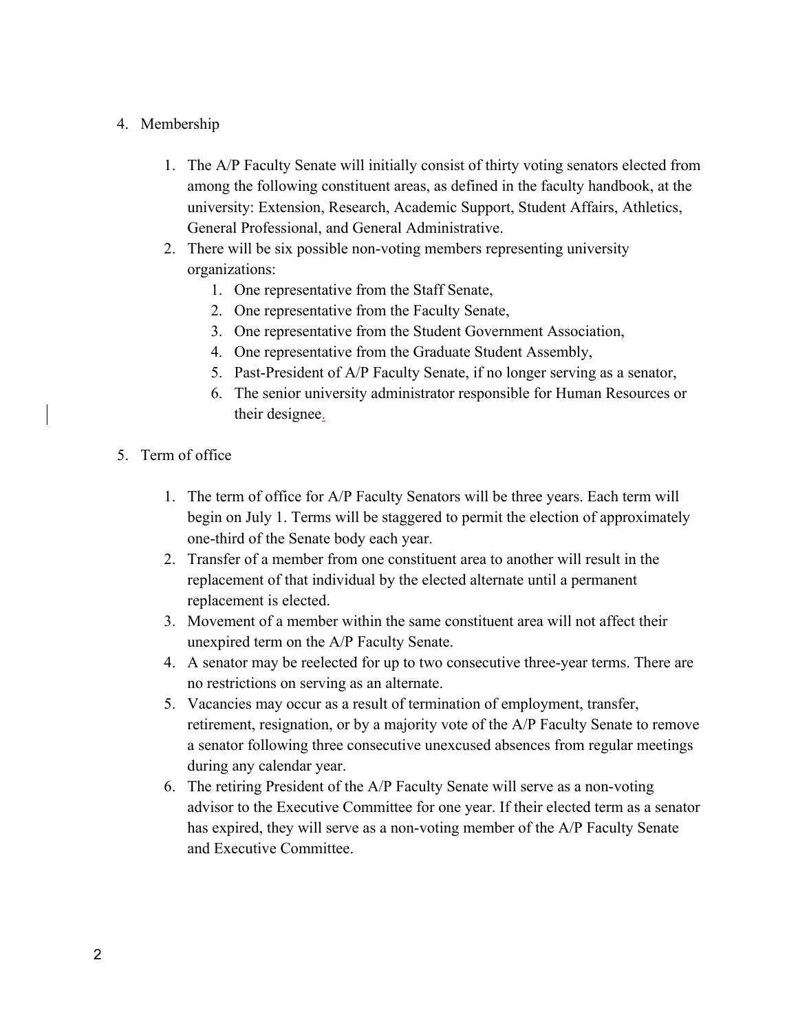4. Membership

    1. The A/P Faculty Senate will initially consist of thirty voting senators elected from among the following constituent areas, as defined in the faculty handbook, at the university: Extension, Research, Academic Support, Student Affairs, Athletics, General Professional, and General Administrative.
    2. There will be six possible non-voting members representing university organizations:
        1. One representative from the Staff Senate,
        2. One representative from the Faculty Senate,
        3. One representative from the Student Government Association,
        4. One representative from the Graduate Student Assembly,
        5. Past-President of A/P Faculty Senate, if no longer serving as a senator,
        6. The senior university administrator responsible for Human Resources or their designee.

5. Term of office

    1. The term of office for A/P Faculty Senators will be three years. Each term will begin on July 1. Terms will be staggered to permit the election of approximately one-third of the Senate body each year.
    2. Transfer of a member from one constituent area to another will result in the replacement of that individual by the elected alternate until a permanent replacement is elected.
    3. Movement of a member within the same constituent area will not affect their unexpired term on the A/P Faculty Senate.
    4. A senator may be reelected for up to two consecutive three-year terms. There are no restrictions on serving as an alternate.
    5. Vacancies may occur as a result of termination of employment, transfer, retirement, resignation, or by a majority vote of the A/P Faculty Senate to remove a senator following three consecutive unexcused absences from regular meetings during any calendar year.
    6. The retiring President of the A/P Faculty Senate will serve as a non-voting advisor to the Executive Committee for one year. If their elected term as a senator has expired, they will serve as a non-voting member of the A/P Faculty Senate and Executive Committee.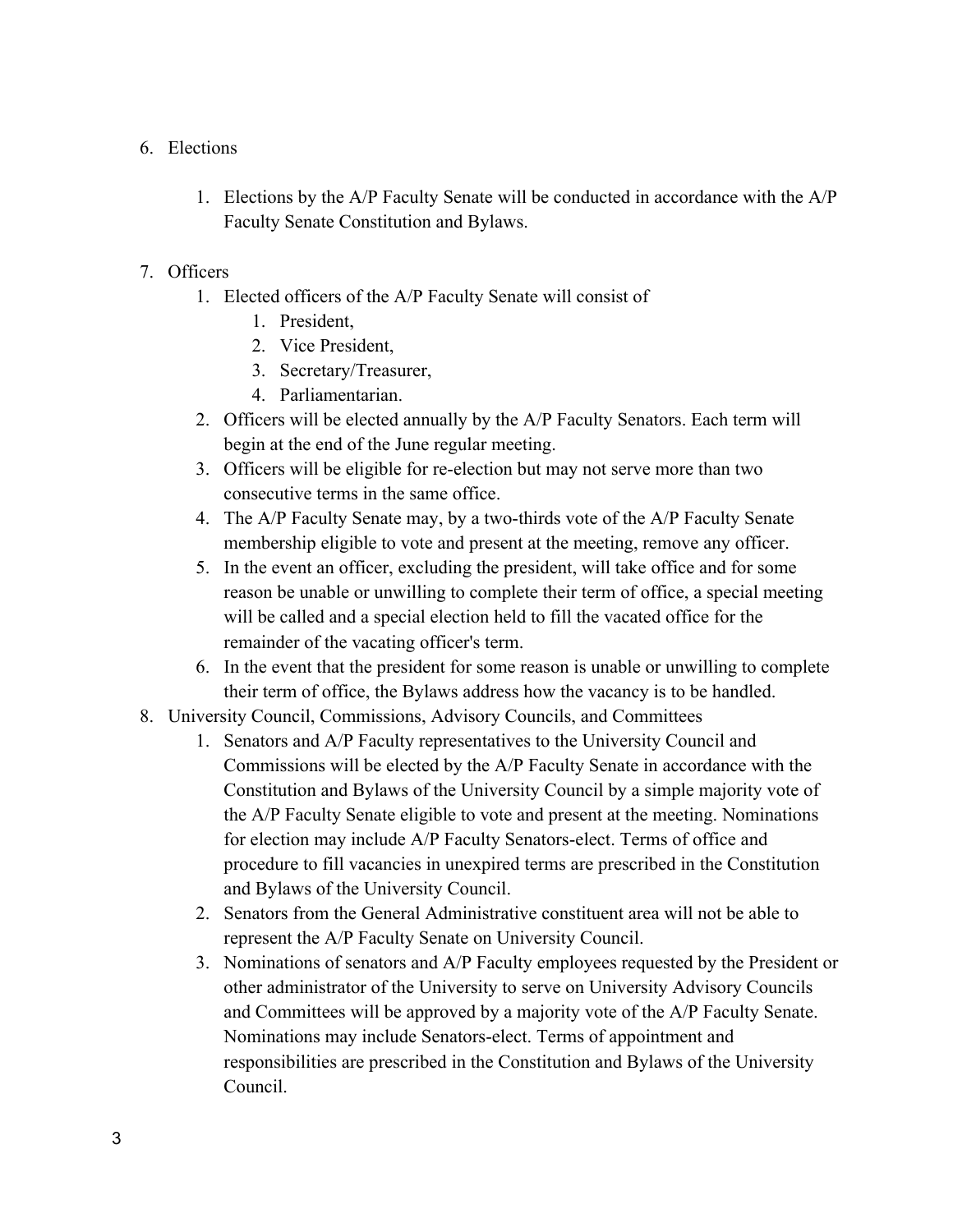6. Elections

    1. Elections by the A/P Faculty Senate will be conducted in accordance with the A/P Faculty Senate Constitution and Bylaws.

7. Officers
    1. Elected officers of the A/P Faculty Senate will consist of
        1. President,
        2. Vice President,
        3. Secretary/Treasurer,
        4. Parliamentarian.
    2. Officers will be elected annually by the A/P Faculty Senators. Each term will begin at the end of the June regular meeting.
    3. Officers will be eligible for re-election but may not serve more than two consecutive terms in the same office.
    4. The A/P Faculty Senate may, by a two-thirds vote of the A/P Faculty Senate membership eligible to vote and present at the meeting, remove any officer.
    5. In the event an officer, excluding the president, will take office and for some reason be unable or unwilling to complete their term of office, a special meeting will be called and a special election held to fill the vacated office for the remainder of the vacating officer's term.
    6. In the event that the president for some reason is unable or unwilling to complete their term of office, the Bylaws address how the vacancy is to be handled.
8. University Council, Commissions, Advisory Councils, and Committees
    1. Senators and A/P Faculty representatives to the University Council and Commissions will be elected by the A/P Faculty Senate in accordance with the Constitution and Bylaws of the University Council by a simple majority vote of the A/P Faculty Senate eligible to vote and present at the meeting. Nominations for election may include A/P Faculty Senators-elect. Terms of office and procedure to fill vacancies in unexpired terms are prescribed in the Constitution and Bylaws of the University Council.
    2. Senators from the General Administrative constituent area will not be able to represent the A/P Faculty Senate on University Council.
    3. Nominations of senators and A/P Faculty employees requested by the President or other administrator of the University to serve on University Advisory Councils and Committees will be approved by a majority vote of the A/P Faculty Senate. Nominations may include Senators-elect. Terms of appointment and responsibilities are prescribed in the Constitution and Bylaws of the University Council.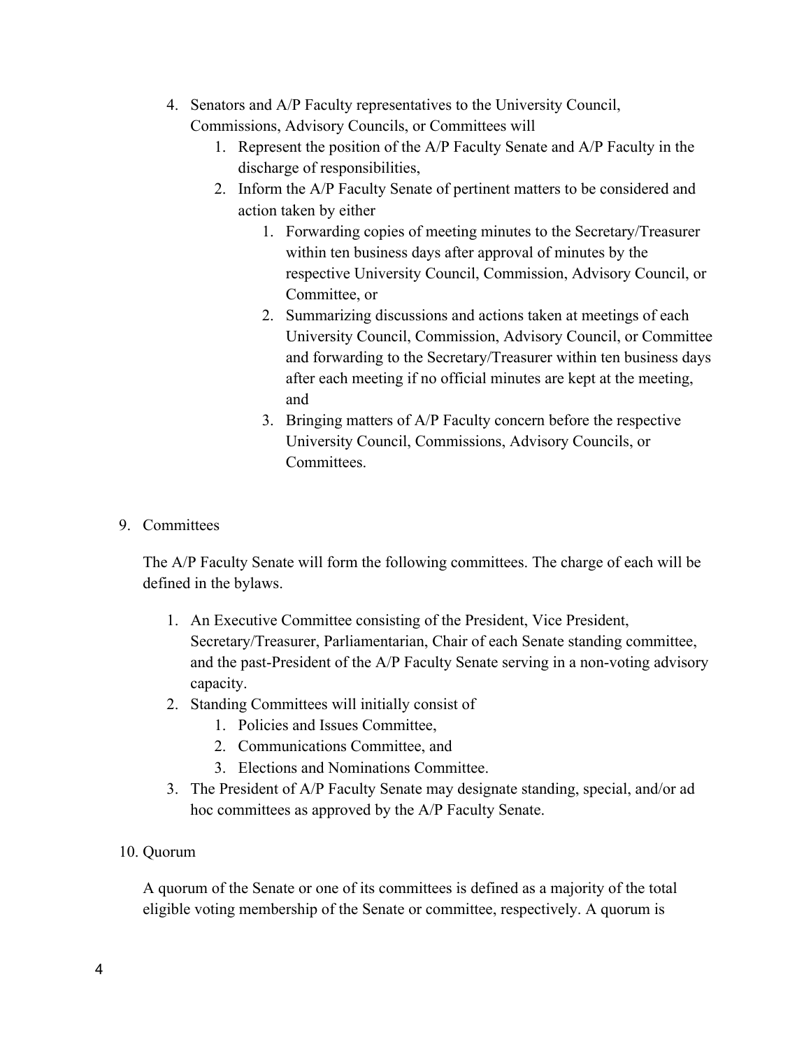4. Senators and A/P Faculty representatives to the University Council, Commissions, Advisory Councils, or Committees will
    1. Represent the position of the A/P Faculty Senate and A/P Faculty in the discharge of responsibilities,
    2. Inform the A/P Faculty Senate of pertinent matters to be considered and action taken by either
        1. Forwarding copies of meeting minutes to the Secretary/Treasurer within ten business days after approval of minutes by the respective University Council, Commission, Advisory Council, or Committee, or
        2. Summarizing discussions and actions taken at meetings of each University Council, Commission, Advisory Council, or Committee and forwarding to the Secretary/Treasurer within ten business days after each meeting if no official minutes are kept at the meeting, and
        3. Bringing matters of A/P Faculty concern before the respective University Council, Commissions, Advisory Councils, or Committees.

9. Committees

The A/P Faculty Senate will form the following committees. The charge of each will be defined in the bylaws.

1. An Executive Committee consisting of the President, Vice President, Secretary/Treasurer, Parliamentarian, Chair of each Senate standing committee, and the past-President of the A/P Faculty Senate serving in a non-voting advisory capacity.
2. Standing Committees will initially consist of
    1. Policies and Issues Committee,
    2. Communications Committee, and
    3. Elections and Nominations Committee.
3. The President of A/P Faculty Senate may designate standing, special, and/or ad hoc committees as approved by the A/P Faculty Senate.

10. Quorum

A quorum of the Senate or one of its committees is defined as a majority of the total eligible voting membership of the Senate or committee, respectively. A quorum is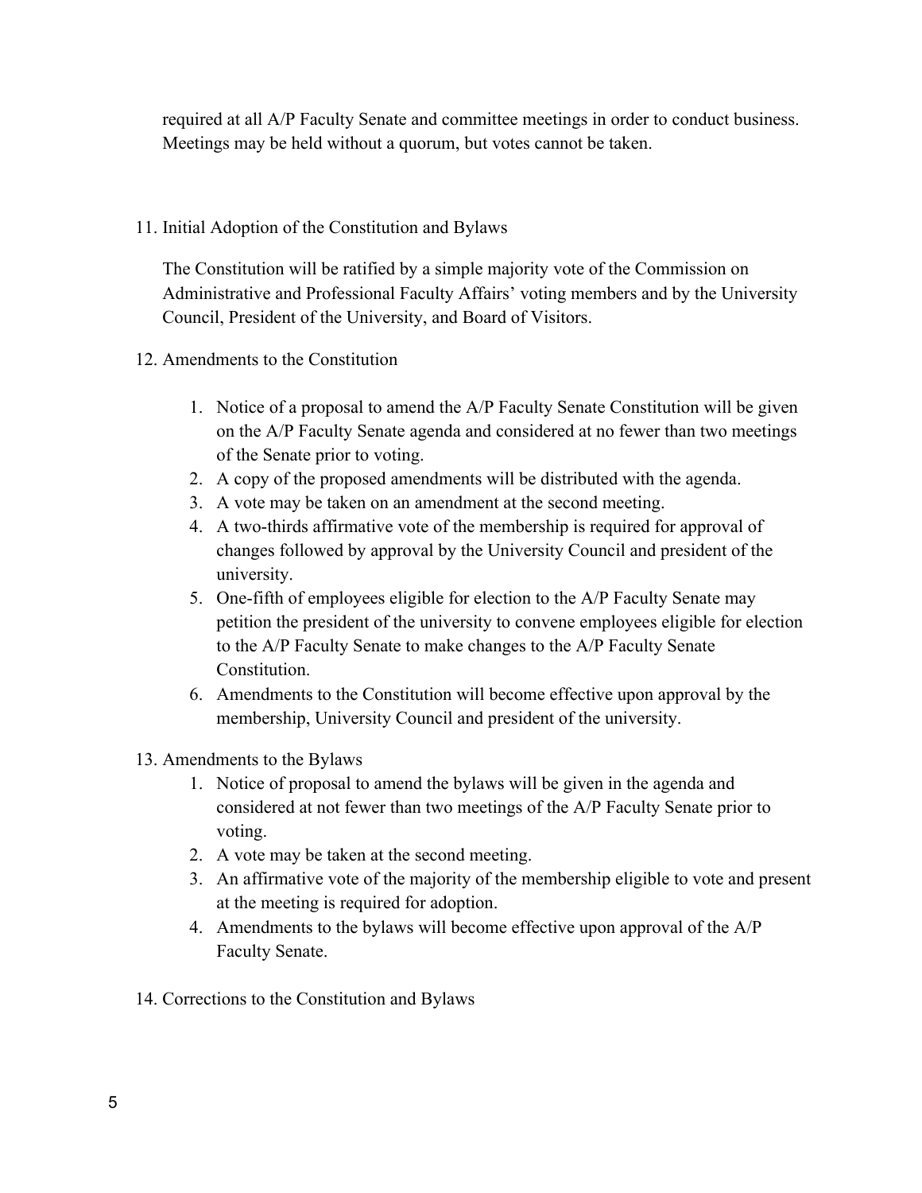required at all A/P Faculty Senate and committee meetings in order to conduct business. Meetings may be held without a quorum, but votes cannot be taken.

11. Initial Adoption of the Constitution and Bylaws

    The Constitution will be ratified by a simple majority vote of the Commission on Administrative and Professional Faculty Affairs' voting members and by the University Council, President of the University, and Board of Visitors.

12. Amendments to the Constitution

    1. Notice of a proposal to amend the A/P Faculty Senate Constitution will be given on the A/P Faculty Senate agenda and considered at no fewer than two meetings of the Senate prior to voting.
    2. A copy of the proposed amendments will be distributed with the agenda.
    3. A vote may be taken on an amendment at the second meeting.
    4. A two-thirds affirmative vote of the membership is required for approval of changes followed by approval by the University Council and president of the university.
    5. One-fifth of employees eligible for election to the A/P Faculty Senate may petition the president of the university to convene employees eligible for election to the A/P Faculty Senate to make changes to the A/P Faculty Senate Constitution.
    6. Amendments to the Constitution will become effective upon approval by the membership, University Council and president of the university.

13. Amendments to the Bylaws

    1. Notice of proposal to amend the bylaws will be given in the agenda and considered at not fewer than two meetings of the A/P Faculty Senate prior to voting.
    2. A vote may be taken at the second meeting.
    3. An affirmative vote of the majority of the membership eligible to vote and present at the meeting is required for adoption.
    4. Amendments to the bylaws will become effective upon approval of the A/P Faculty Senate.

14. Corrections to the Constitution and Bylaws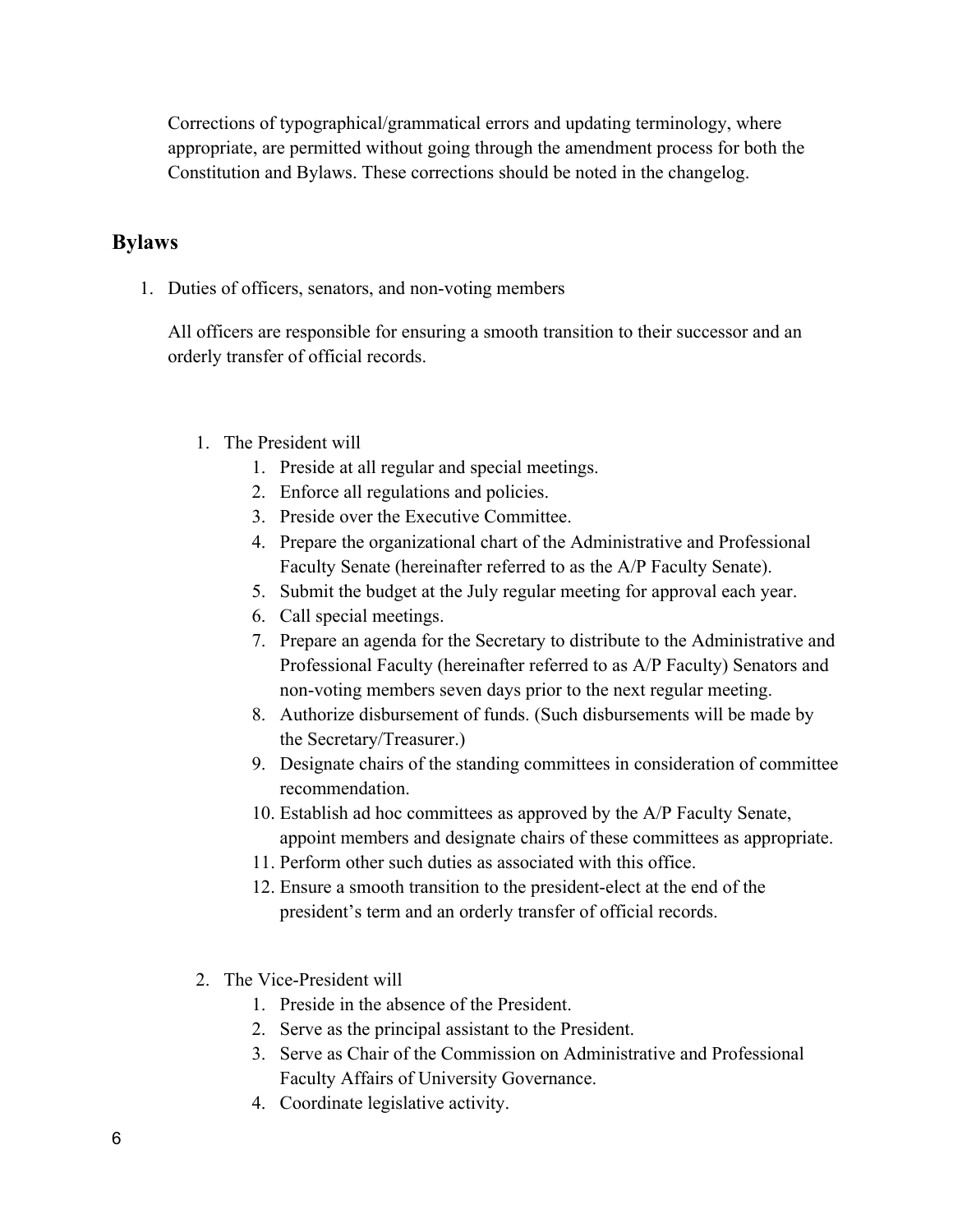Corrections of typographical/grammatical errors and updating terminology, where appropriate, are permitted without going through the amendment process for both the Constitution and Bylaws. These corrections should be noted in the changelog.

## Bylaws

1. Duties of officers, senators, and non-voting members

   All officers are responsible for ensuring a smooth transition to their successor and an orderly transfer of official records.

   1. The President will
      1. Preside at all regular and special meetings.
      2. Enforce all regulations and policies.
      3. Preside over the Executive Committee.
      4. Prepare the organizational chart of the Administrative and Professional Faculty Senate (hereinafter referred to as the A/P Faculty Senate).
      5. Submit the budget at the July regular meeting for approval each year.
      6. Call special meetings.
      7. Prepare an agenda for the Secretary to distribute to the Administrative and Professional Faculty (hereinafter referred to as A/P Faculty) Senators and non-voting members seven days prior to the next regular meeting.
      8. Authorize disbursement of funds. (Such disbursements will be made by the Secretary/Treasurer.)
      9. Designate chairs of the standing committees in consideration of committee recommendation.
      10. Establish ad hoc committees as approved by the A/P Faculty Senate, appoint members and designate chairs of these committees as appropriate.
      11. Perform other such duties as associated with this office.
      12. Ensure a smooth transition to the president-elect at the end of the president's term and an orderly transfer of official records.

   2. The Vice-President will
      1. Preside in the absence of the President.
      2. Serve as the principal assistant to the President.
      3. Serve as Chair of the Commission on Administrative and Professional Faculty Affairs of University Governance.
      4. Coordinate legislative activity.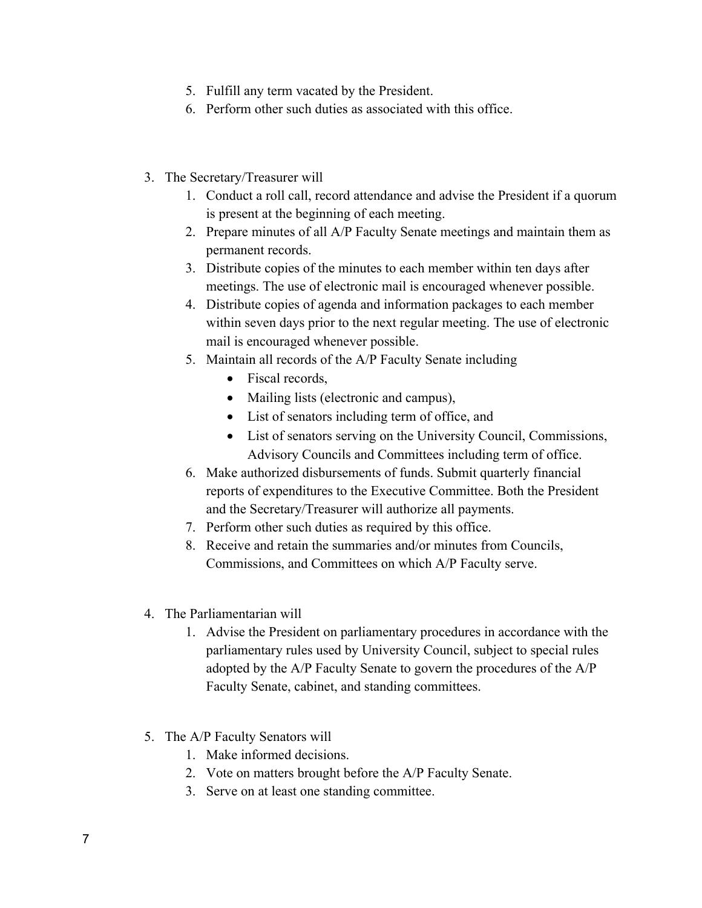5. Fulfill any term vacated by the President.
    6. Perform other such duties as associated with this office.

3. The Secretary/Treasurer will
    1. Conduct a roll call, record attendance and advise the President if a quorum is present at the beginning of each meeting.
    2. Prepare minutes of all A/P Faculty Senate meetings and maintain them as permanent records.
    3. Distribute copies of the minutes to each member within ten days after meetings. The use of electronic mail is encouraged whenever possible.
    4. Distribute copies of agenda and information packages to each member within seven days prior to the next regular meeting. The use of electronic mail is encouraged whenever possible.
    5. Maintain all records of the A/P Faculty Senate including
        - Fiscal records,
        - Mailing lists (electronic and campus),
        - List of senators including term of office, and
        - List of senators serving on the University Council, Commissions, Advisory Councils and Committees including term of office.
    6. Make authorized disbursements of funds. Submit quarterly financial reports of expenditures to the Executive Committee. Both the President and the Secretary/Treasurer will authorize all payments.
    7. Perform other such duties as required by this office.
    8. Receive and retain the summaries and/or minutes from Councils, Commissions, and Committees on which A/P Faculty serve.

4. The Parliamentarian will
    1. Advise the President on parliamentary procedures in accordance with the parliamentary rules used by University Council, subject to special rules adopted by the A/P Faculty Senate to govern the procedures of the A/P Faculty Senate, cabinet, and standing committees.

5. The A/P Faculty Senators will
    1. Make informed decisions.
    2. Vote on matters brought before the A/P Faculty Senate.
    3. Serve on at least one standing committee.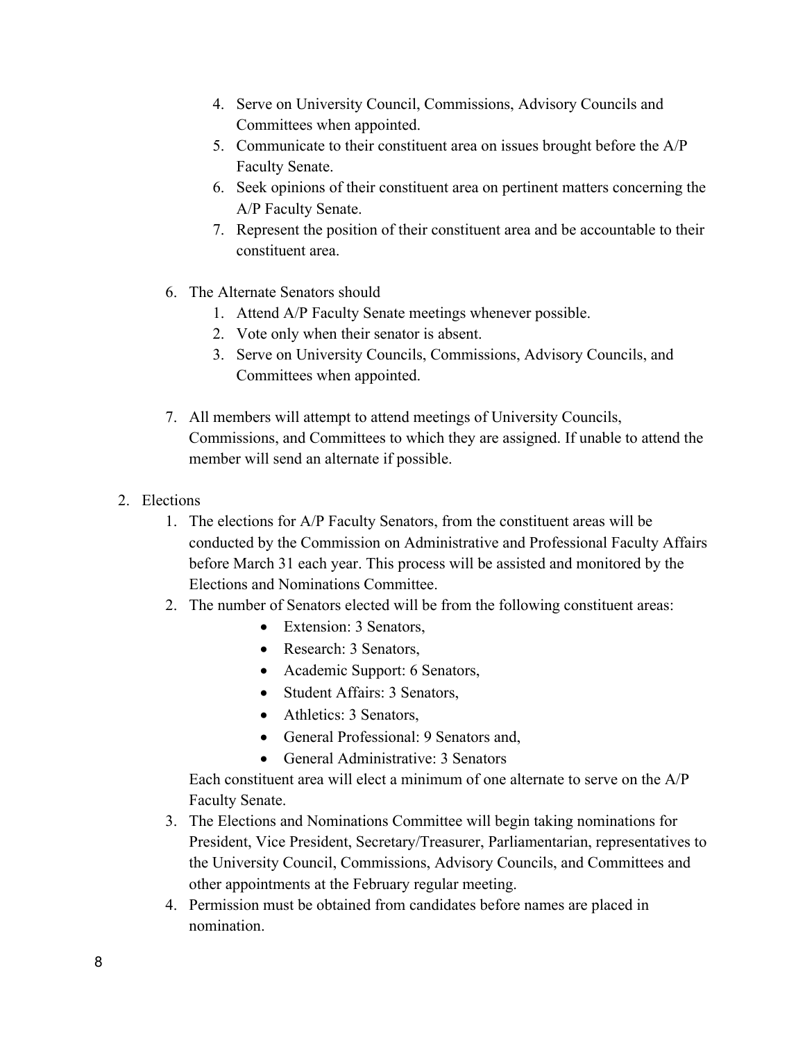4. Serve on University Council, Commissions, Advisory Councils and Committees when appointed.
5. Communicate to their constituent area on issues brought before the A/P Faculty Senate.
6. Seek opinions of their constituent area on pertinent matters concerning the A/P Faculty Senate.
7. Represent the position of their constituent area and be accountable to their constituent area.

6. The Alternate Senators should
   1. Attend A/P Faculty Senate meetings whenever possible.
   2. Vote only when their senator is absent.
   3. Serve on University Councils, Commissions, Advisory Councils, and Committees when appointed.

7. All members will attempt to attend meetings of University Councils, Commissions, and Committees to which they are assigned. If unable to attend the member will send an alternate if possible.

2. Elections
   1. The elections for A/P Faculty Senators, from the constituent areas will be conducted by the Commission on Administrative and Professional Faculty Affairs before March 31 each year. This process will be assisted and monitored by the Elections and Nominations Committee.
   2. The number of Senators elected will be from the following constituent areas:
      - Extension: 3 Senators,
      - Research: 3 Senators,
      - Academic Support: 6 Senators,
      - Student Affairs: 3 Senators,
      - Athletics: 3 Senators,
      - General Professional: 9 Senators and,
      - General Administrative: 3 Senators

      Each constituent area will elect a minimum of one alternate to serve on the A/P Faculty Senate.
   3. The Elections and Nominations Committee will begin taking nominations for President, Vice President, Secretary/Treasurer, Parliamentarian, representatives to the University Council, Commissions, Advisory Councils, and Committees and other appointments at the February regular meeting.
   4. Permission must be obtained from candidates before names are placed in nomination.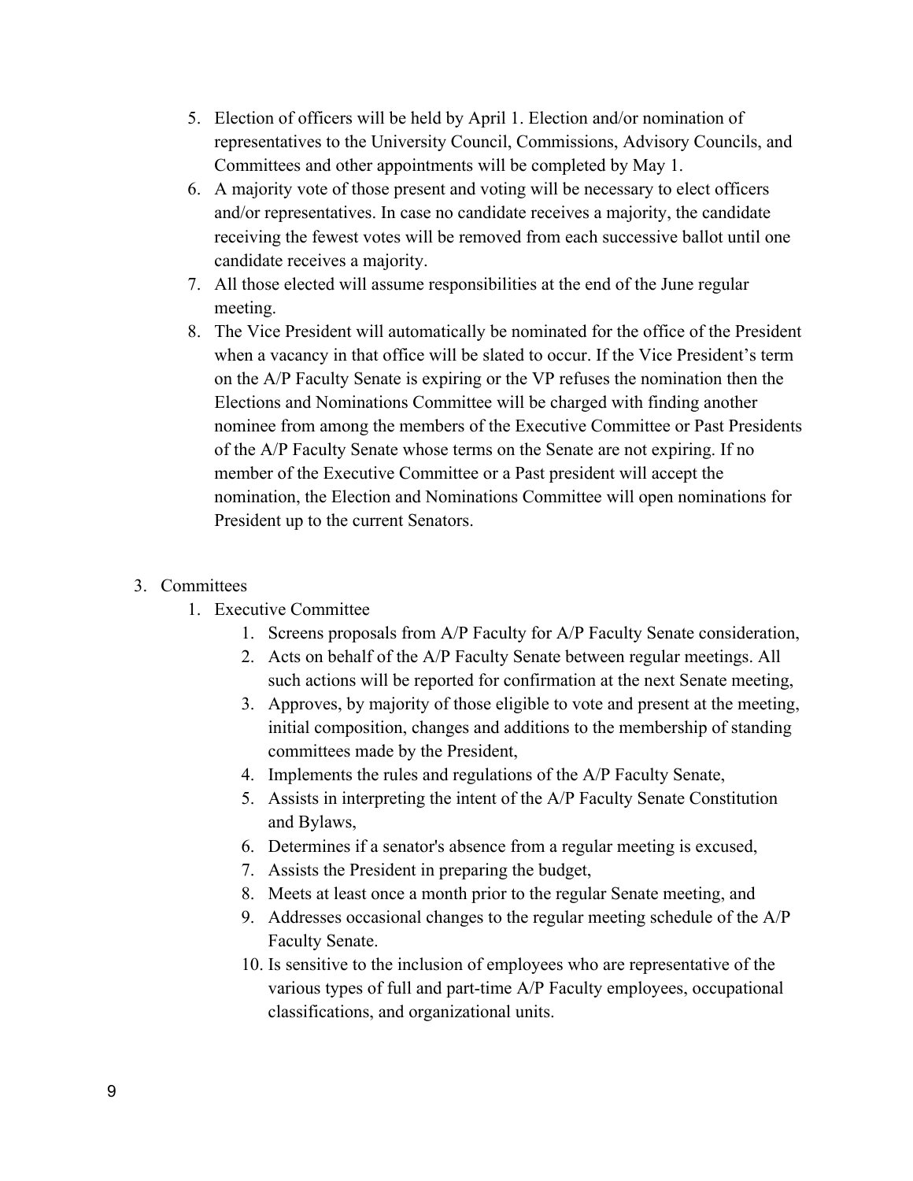5. Election of officers will be held by April 1. Election and/or nomination of representatives to the University Council, Commissions, Advisory Councils, and Committees and other appointments will be completed by May 1.
6. A majority vote of those present and voting will be necessary to elect officers and/or representatives. In case no candidate receives a majority, the candidate receiving the fewest votes will be removed from each successive ballot until one candidate receives a majority.
7. All those elected will assume responsibilities at the end of the June regular meeting.
8. The Vice President will automatically be nominated for the office of the President when a vacancy in that office will be slated to occur. If the Vice President's term on the A/P Faculty Senate is expiring or the VP refuses the nomination then the Elections and Nominations Committee will be charged with finding another nominee from among the members of the Executive Committee or Past Presidents of the A/P Faculty Senate whose terms on the Senate are not expiring. If no member of the Executive Committee or a Past president will accept the nomination, the Election and Nominations Committee will open nominations for President up to the current Senators.

3. Committees
    1. Executive Committee
        1. Screens proposals from A/P Faculty for A/P Faculty Senate consideration,
        2. Acts on behalf of the A/P Faculty Senate between regular meetings. All such actions will be reported for confirmation at the next Senate meeting,
        3. Approves, by majority of those eligible to vote and present at the meeting, initial composition, changes and additions to the membership of standing committees made by the President,
        4. Implements the rules and regulations of the A/P Faculty Senate,
        5. Assists in interpreting the intent of the A/P Faculty Senate Constitution and Bylaws,
        6. Determines if a senator's absence from a regular meeting is excused,
        7. Assists the President in preparing the budget,
        8. Meets at least once a month prior to the regular Senate meeting, and
        9. Addresses occasional changes to the regular meeting schedule of the A/P Faculty Senate.
        10. Is sensitive to the inclusion of employees who are representative of the various types of full and part-time A/P Faculty employees, occupational classifications, and organizational units.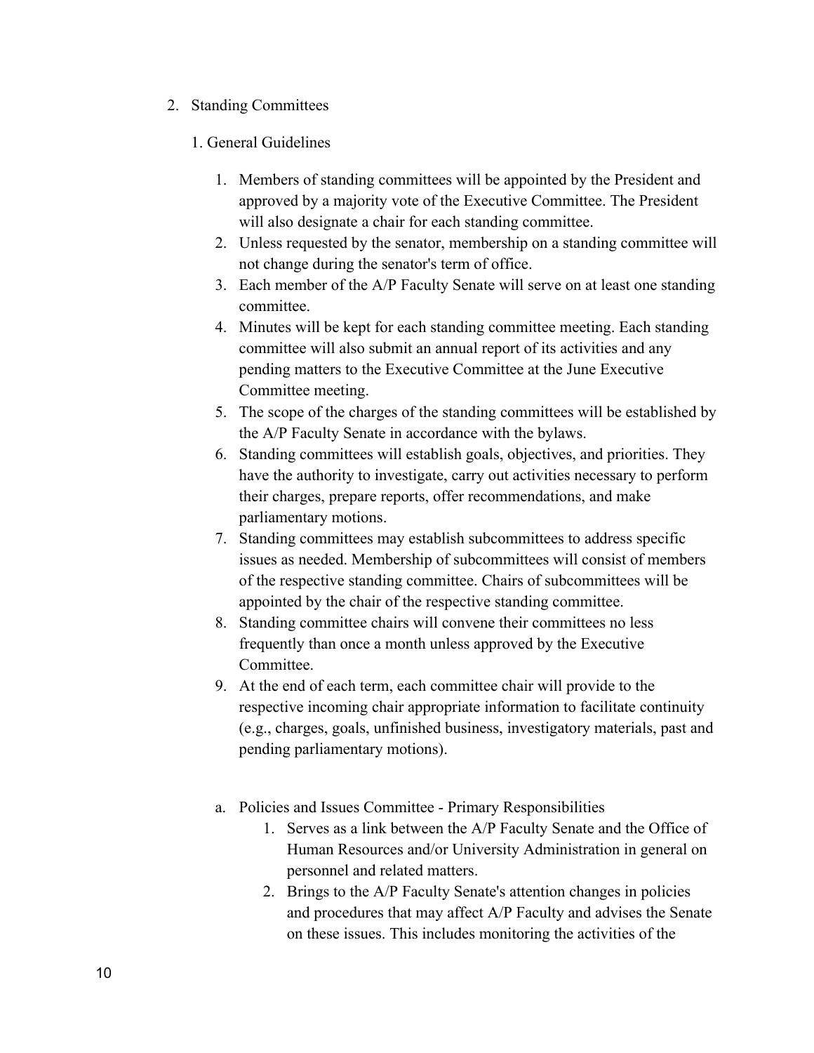2. Standing Committees

   1. General Guidelines

      1. Members of standing committees will be appointed by the President and approved by a majority vote of the Executive Committee. The President will also designate a chair for each standing committee.
      2. Unless requested by the senator, membership on a standing committee will not change during the senator's term of office.
      3. Each member of the A/P Faculty Senate will serve on at least one standing committee.
      4. Minutes will be kept for each standing committee meeting. Each standing committee will also submit an annual report of its activities and any pending matters to the Executive Committee at the June Executive Committee meeting.
      5. The scope of the charges of the standing committees will be established by the A/P Faculty Senate in accordance with the bylaws.
      6. Standing committees will establish goals, objectives, and priorities. They have the authority to investigate, carry out activities necessary to perform their charges, prepare reports, offer recommendations, and make parliamentary motions.
      7. Standing committees may establish subcommittees to address specific issues as needed. Membership of subcommittees will consist of members of the respective standing committee. Chairs of subcommittees will be appointed by the chair of the respective standing committee.
      8. Standing committee chairs will convene their committees no less frequently than once a month unless approved by the Executive Committee.
      9. At the end of each term, each committee chair will provide to the respective incoming chair appropriate information to facilitate continuity (e.g., charges, goals, unfinished business, investigatory materials, past and pending parliamentary motions).

   a. Policies and Issues Committee - Primary Responsibilities
      1. Serves as a link between the A/P Faculty Senate and the Office of Human Resources and/or University Administration in general on personnel and related matters.
      2. Brings to the A/P Faculty Senate's attention changes in policies and procedures that may affect A/P Faculty and advises the Senate on these issues. This includes monitoring the activities of the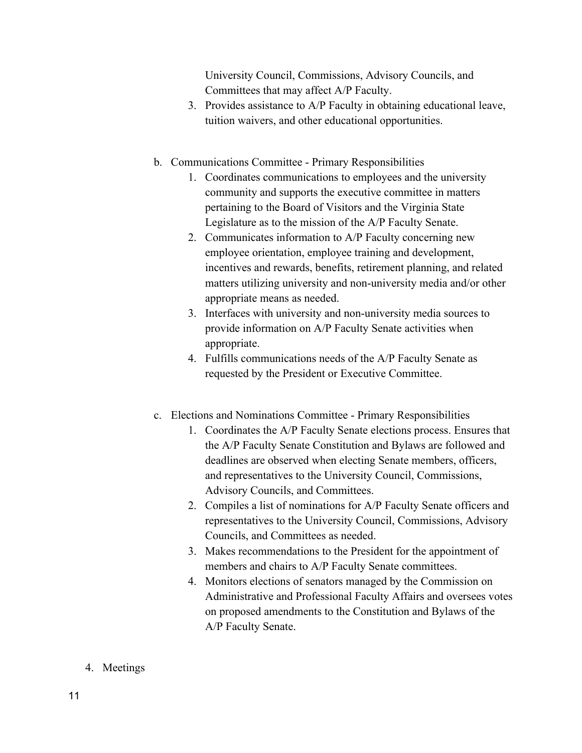University Council, Commissions, Advisory Councils, and Committees that may affect A/P Faculty.

3. Provides assistance to A/P Faculty in obtaining educational leave, tuition waivers, and other educational opportunities.

b. Communications Committee - Primary Responsibilities
    1. Coordinates communications to employees and the university community and supports the executive committee in matters pertaining to the Board of Visitors and the Virginia State Legislature as to the mission of the A/P Faculty Senate.
    2. Communicates information to A/P Faculty concerning new employee orientation, employee training and development, incentives and rewards, benefits, retirement planning, and related matters utilizing university and non-university media and/or other appropriate means as needed.
    3. Interfaces with university and non-university media sources to provide information on A/P Faculty Senate activities when appropriate.
    4. Fulfills communications needs of the A/P Faculty Senate as requested by the President or Executive Committee.

c. Elections and Nominations Committee - Primary Responsibilities
    1. Coordinates the A/P Faculty Senate elections process. Ensures that the A/P Faculty Senate Constitution and Bylaws are followed and deadlines are observed when electing Senate members, officers, and representatives to the University Council, Commissions, Advisory Councils, and Committees.
    2. Compiles a list of nominations for A/P Faculty Senate officers and representatives to the University Council, Commissions, Advisory Councils, and Committees as needed.
    3. Makes recommendations to the President for the appointment of members and chairs to A/P Faculty Senate committees.
    4. Monitors elections of senators managed by the Commission on Administrative and Professional Faculty Affairs and oversees votes on proposed amendments to the Constitution and Bylaws of the A/P Faculty Senate.

4. Meetings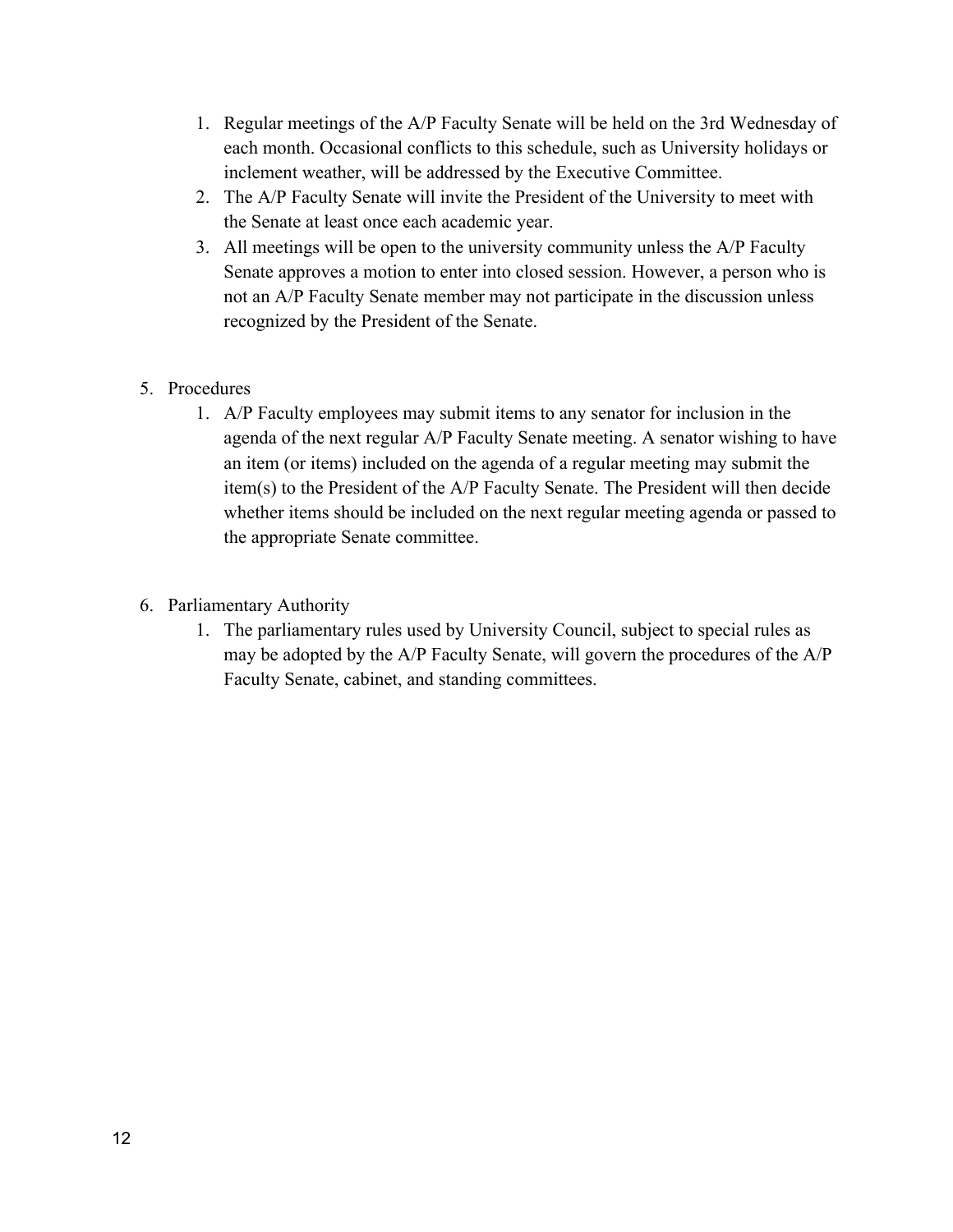1. Regular meetings of the A/P Faculty Senate will be held on the 3rd Wednesday of each month. Occasional conflicts to this schedule, such as University holidays or inclement weather, will be addressed by the Executive Committee.
2. The A/P Faculty Senate will invite the President of the University to meet with the Senate at least once each academic year.
3. All meetings will be open to the university community unless the A/P Faculty Senate approves a motion to enter into closed session. However, a person who is not an A/P Faculty Senate member may not participate in the discussion unless recognized by the President of the Senate.

5. Procedures
   1. A/P Faculty employees may submit items to any senator for inclusion in the agenda of the next regular A/P Faculty Senate meeting. A senator wishing to have an item (or items) included on the agenda of a regular meeting may submit the item(s) to the President of the A/P Faculty Senate. The President will then decide whether items should be included on the next regular meeting agenda or passed to the appropriate Senate committee.

6. Parliamentary Authority
   1. The parliamentary rules used by University Council, subject to special rules as may be adopted by the A/P Faculty Senate, will govern the procedures of the A/P Faculty Senate, cabinet, and standing committees.